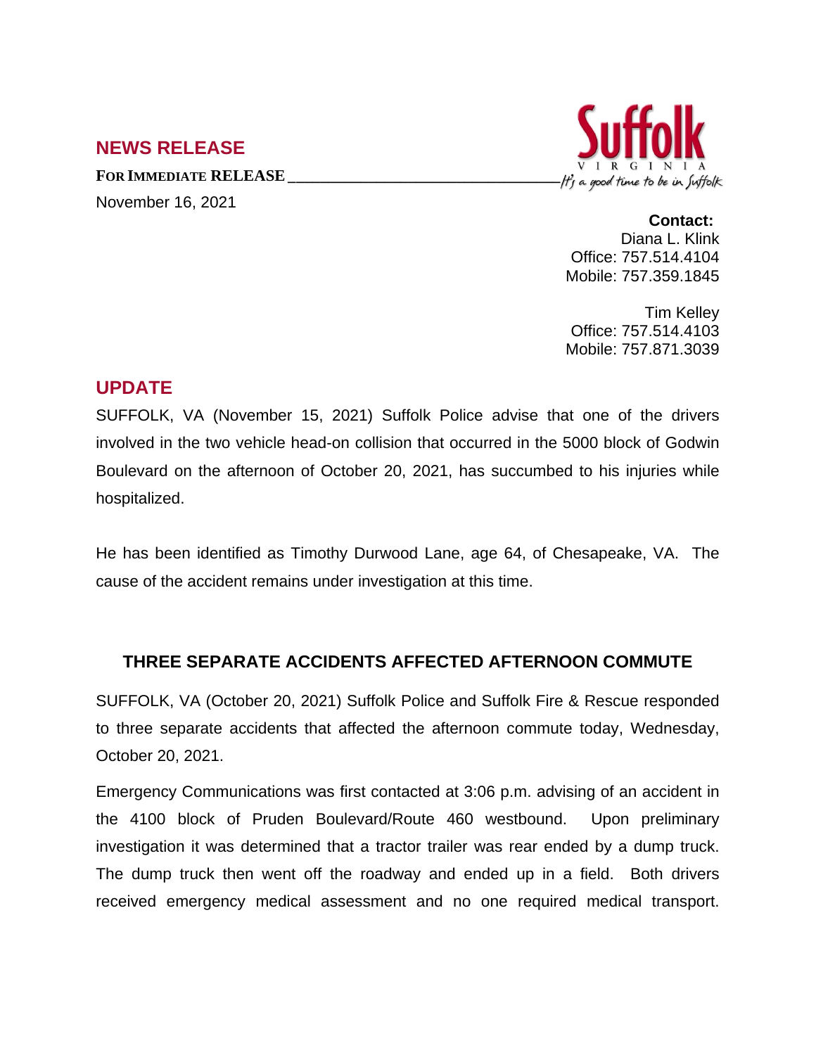## NEWS RELEASE

**FOR IMMEDIATE RELEASE**

November 16, 2021

Suffolk
VIRGINIA
It's a good time to be in Suffolk

**Contact:**
Diana L. Klink
Office: 757.514.4104
Mobile: 757.359.1845

Tim Kelley
Office: 757.514.4103
Mobile: 757.871.3039

## UPDATE

SUFFOLK, VA (November 15, 2021) Suffolk Police advise that one of the drivers involved in the two vehicle head-on collision that occurred in the 5000 block of Godwin Boulevard on the afternoon of October 20, 2021, has succumbed to his injuries while hospitalized.

He has been identified as Timothy Durwood Lane, age 64, of Chesapeake, VA. The cause of the accident remains under investigation at this time.

### THREE SEPARATE ACCIDENTS AFFECTED AFTERNOON COMMUTE

SUFFOLK, VA (October 20, 2021) Suffolk Police and Suffolk Fire & Rescue responded to three separate accidents that affected the afternoon commute today, Wednesday, October 20, 2021.

Emergency Communications was first contacted at 3:06 p.m. advising of an accident in the 4100 block of Pruden Boulevard/Route 460 westbound. Upon preliminary investigation it was determined that a tractor trailer was rear ended by a dump truck. The dump truck then went off the roadway and ended up in a field. Both drivers received emergency medical assessment and no one required medical transport.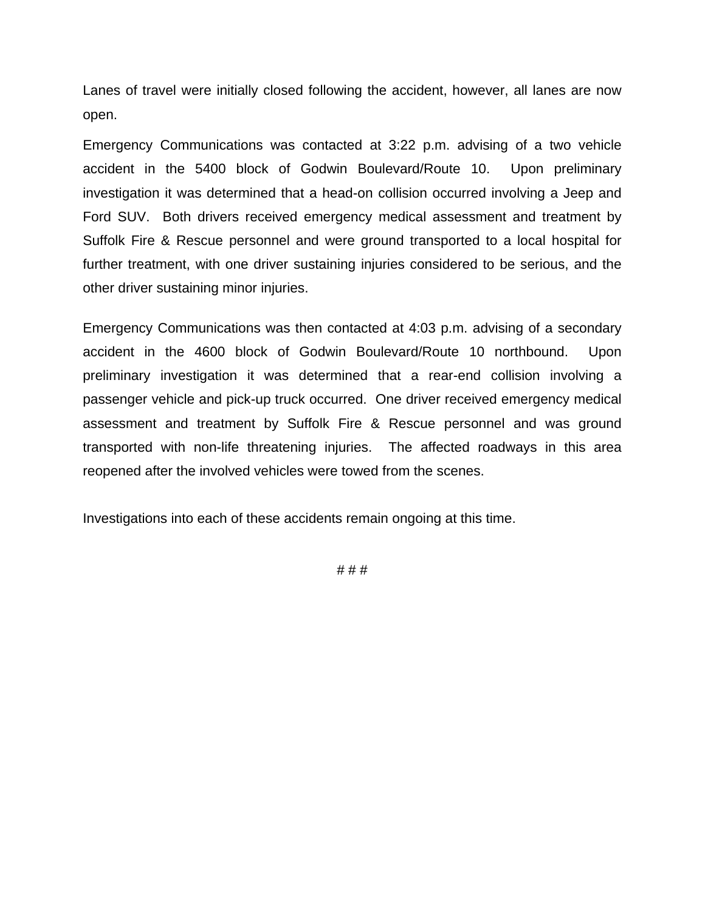Lanes of travel were initially closed following the accident, however, all lanes are now open.

Emergency Communications was contacted at 3:22 p.m. advising of a two vehicle accident in the 5400 block of Godwin Boulevard/Route 10. Upon preliminary investigation it was determined that a head-on collision occurred involving a Jeep and Ford SUV. Both drivers received emergency medical assessment and treatment by Suffolk Fire & Rescue personnel and were ground transported to a local hospital for further treatment, with one driver sustaining injuries considered to be serious, and the other driver sustaining minor injuries.

Emergency Communications was then contacted at 4:03 p.m. advising of a secondary accident in the 4600 block of Godwin Boulevard/Route 10 northbound. Upon preliminary investigation it was determined that a rear-end collision involving a passenger vehicle and pick-up truck occurred. One driver received emergency medical assessment and treatment by Suffolk Fire & Rescue personnel and was ground transported with non-life threatening injuries. The affected roadways in this area reopened after the involved vehicles were towed from the scenes.

Investigations into each of these accidents remain ongoing at this time.

# # #